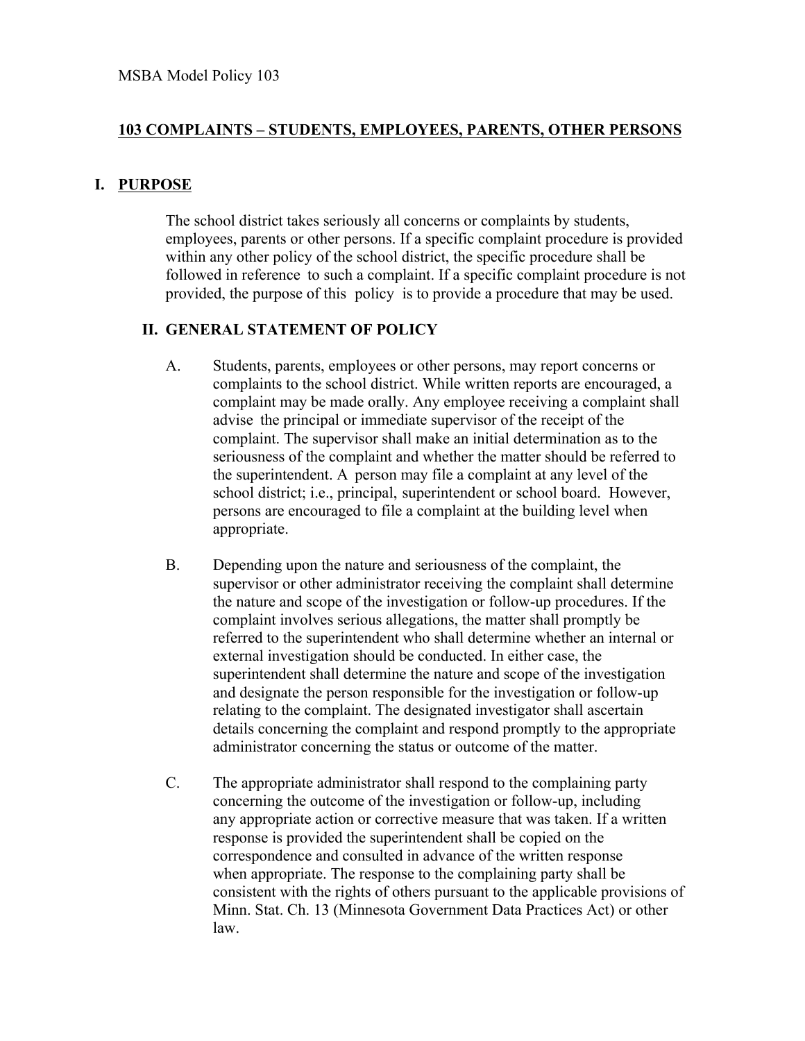MSBA Model Policy 103

# 103 COMPLAINTS – STUDENTS, EMPLOYEES, PARENTS, OTHER PERSONS

## I. PURPOSE

The school district takes seriously all concerns or complaints by students, employees, parents or other persons. If a specific complaint procedure is provided within any other policy of the school district, the specific procedure shall be followed in reference to such a complaint. If a specific complaint procedure is not provided, the purpose of this policy is to provide a procedure that may be used.

## II. GENERAL STATEMENT OF POLICY

A. Students, parents, employees or other persons, may report concerns or complaints to the school district. While written reports are encouraged, a complaint may be made orally. Any employee receiving a complaint shall advise the principal or immediate supervisor of the receipt of the complaint. The supervisor shall make an initial determination as to the seriousness of the complaint and whether the matter should be referred to the superintendent. A person may file a complaint at any level of the school district; i.e., principal, superintendent or school board. However, persons are encouraged to file a complaint at the building level when appropriate.

B. Depending upon the nature and seriousness of the complaint, the supervisor or other administrator receiving the complaint shall determine the nature and scope of the investigation or follow-up procedures. If the complaint involves serious allegations, the matter shall promptly be referred to the superintendent who shall determine whether an internal or external investigation should be conducted. In either case, the superintendent shall determine the nature and scope of the investigation and designate the person responsible for the investigation or follow-up relating to the complaint. The designated investigator shall ascertain details concerning the complaint and respond promptly to the appropriate administrator concerning the status or outcome of the matter.

C. The appropriate administrator shall respond to the complaining party concerning the outcome of the investigation or follow-up, including any appropriate action or corrective measure that was taken. If a written response is provided the superintendent shall be copied on the correspondence and consulted in advance of the written response when appropriate. The response to the complaining party shall be consistent with the rights of others pursuant to the applicable provisions of Minn. Stat. Ch. 13 (Minnesota Government Data Practices Act) or other law.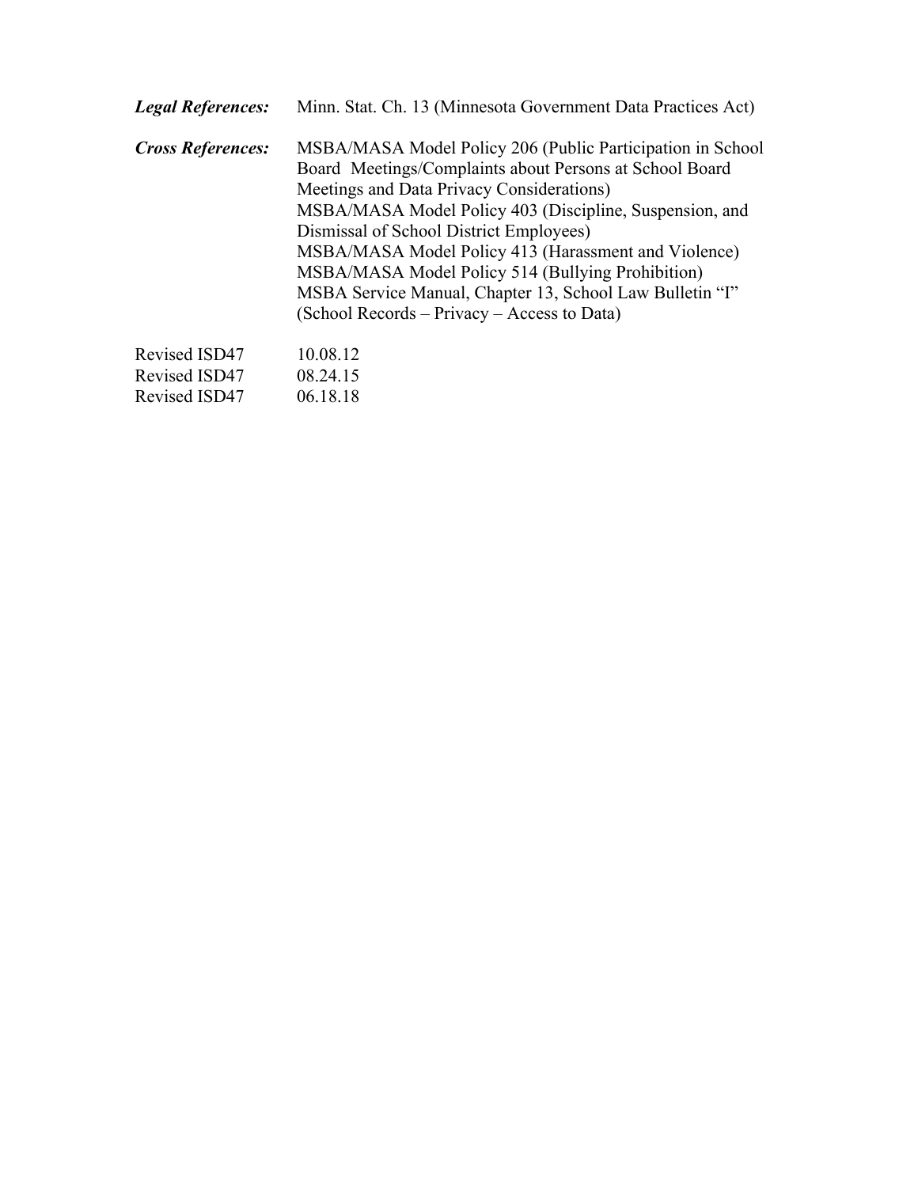***Legal References:*** Minn. Stat. Ch. 13 (Minnesota Government Data Practices Act)

***Cross References:*** MSBA/MASA Model Policy 206 (Public Participation in School Board Meetings/Complaints about Persons at School Board Meetings and Data Privacy Considerations)
MSBA/MASA Model Policy 403 (Discipline, Suspension, and Dismissal of School District Employees)
MSBA/MASA Model Policy 413 (Harassment and Violence)
MSBA/MASA Model Policy 514 (Bullying Prohibition)
MSBA Service Manual, Chapter 13, School Law Bulletin "I" (School Records – Privacy – Access to Data)

Revised ISD47 10.08.12
Revised ISD47 08.24.15
Revised ISD47 06.18.18